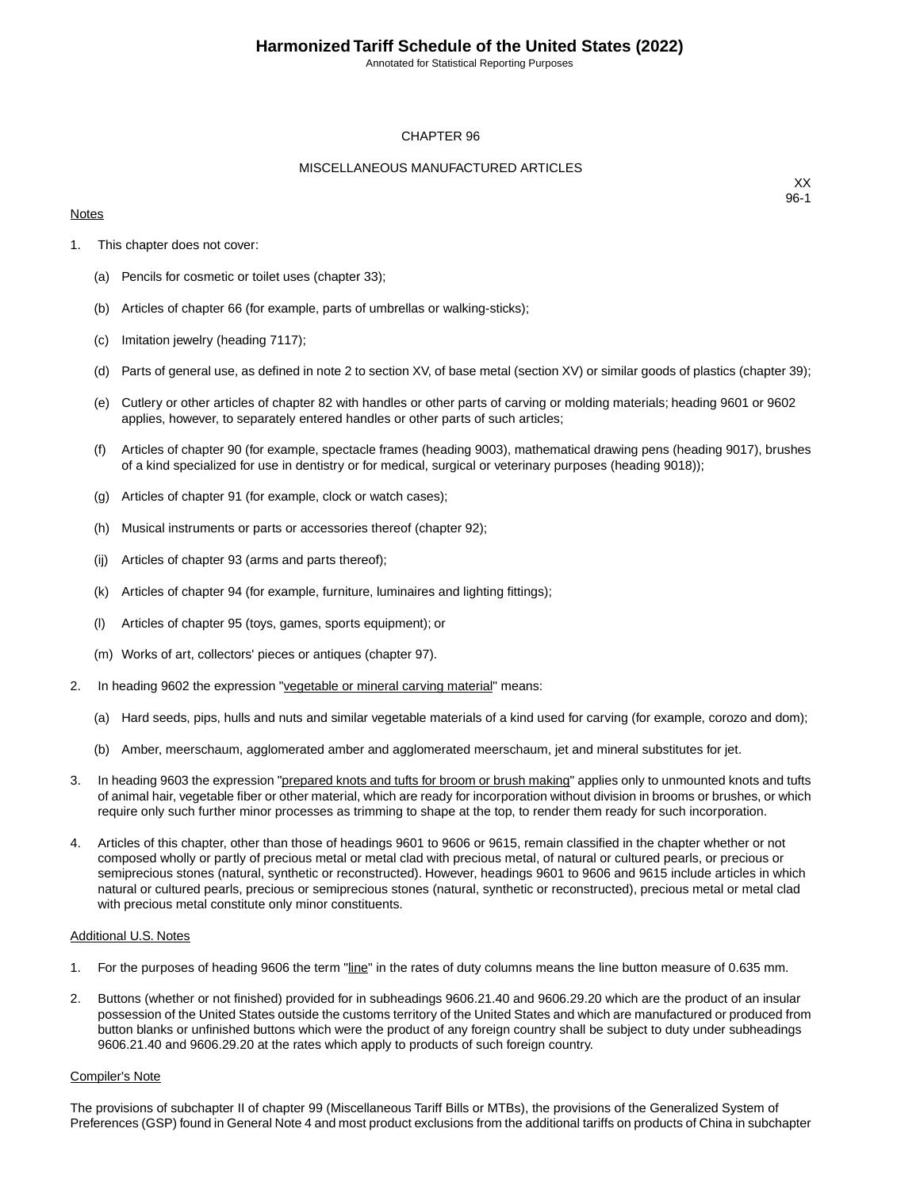# CHAPTER 96

## MISCELLANEOUS MANUFACTURED ARTICLES

XX
96-1

Notes

1. This chapter does not cover:

   (a) Pencils for cosmetic or toilet uses (chapter 33);

   (b) Articles of chapter 66 (for example, parts of umbrellas or walking-sticks);

   (c) Imitation jewelry (heading 7117);

   (d) Parts of general use, as defined in note 2 to section XV, of base metal (section XV) or similar goods of plastics (chapter 39);

   (e) Cutlery or other articles of chapter 82 with handles or other parts of carving or molding materials; heading 9601 or 9602 applies, however, to separately entered handles or other parts of such articles;

   (f) Articles of chapter 90 (for example, spectacle frames (heading 9003), mathematical drawing pens (heading 9017), brushes of a kind specialized for use in dentistry or for medical, surgical or veterinary purposes (heading 9018));

   (g) Articles of chapter 91 (for example, clock or watch cases);

   (h) Musical instruments or parts or accessories thereof (chapter 92);

   (ij) Articles of chapter 93 (arms and parts thereof);

   (k) Articles of chapter 94 (for example, furniture, luminaires and lighting fittings);

   (l) Articles of chapter 95 (toys, games, sports equipment); or

   (m) Works of art, collectors' pieces or antiques (chapter 97).

2. In heading 9602 the expression "vegetable or mineral carving material" means:

   (a) Hard seeds, pips, hulls and nuts and similar vegetable materials of a kind used for carving (for example, corozo and dom);

   (b) Amber, meerschaum, agglomerated amber and agglomerated meerschaum, jet and mineral substitutes for jet.

3. In heading 9603 the expression "prepared knots and tufts for broom or brush making" applies only to unmounted knots and tufts of animal hair, vegetable fiber or other material, which are ready for incorporation without division in brooms or brushes, or which require only such further minor processes as trimming to shape at the top, to render them ready for such incorporation.

4. Articles of this chapter, other than those of headings 9601 to 9606 or 9615, remain classified in the chapter whether or not composed wholly or partly of precious metal or metal clad with precious metal, of natural or cultured pearls, or precious or semiprecious stones (natural, synthetic or reconstructed). However, headings 9601 to 9606 and 9615 include articles in which natural or cultured pearls, precious or semiprecious stones (natural, synthetic or reconstructed), precious metal or metal clad with precious metal constitute only minor constituents.

Additional U.S. Notes

1. For the purposes of heading 9606 the term "line" in the rates of duty columns means the line button measure of 0.635 mm.

2. Buttons (whether or not finished) provided for in subheadings 9606.21.40 and 9606.29.20 which are the product of an insular possession of the United States outside the customs territory of the United States and which are manufactured or produced from button blanks or unfinished buttons which were the product of any foreign country shall be subject to duty under subheadings 9606.21.40 and 9606.29.20 at the rates which apply to products of such foreign country.

Compiler's Note

The provisions of subchapter II of chapter 99 (Miscellaneous Tariff Bills or MTBs), the provisions of the Generalized System of Preferences (GSP) found in General Note 4 and most product exclusions from the additional tariffs on products of China in subchapter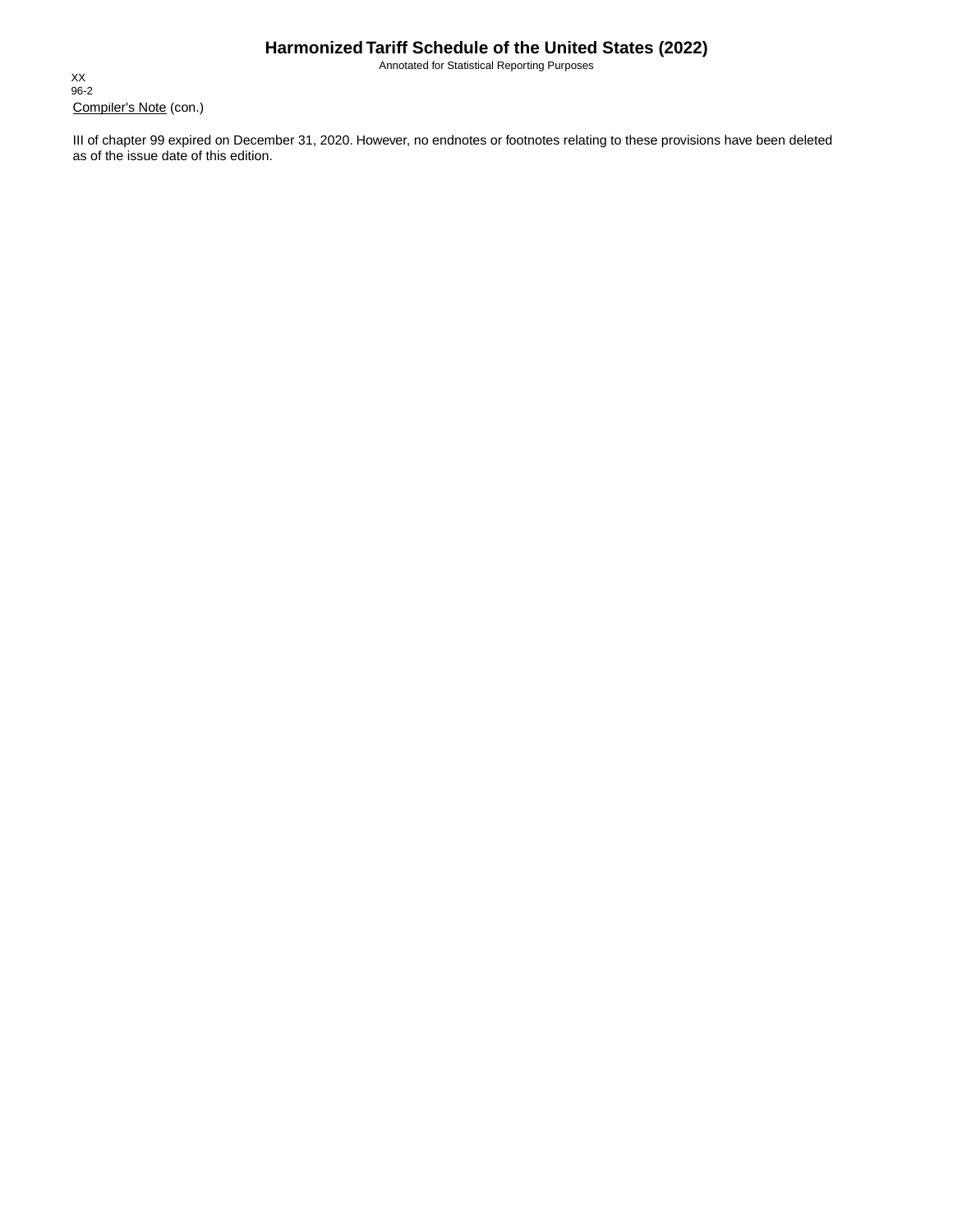Compiler's Note (con.)

III of chapter 99 expired on December 31, 2020. However, no endnotes or footnotes relating to these provisions have been deleted as of the issue date of this edition.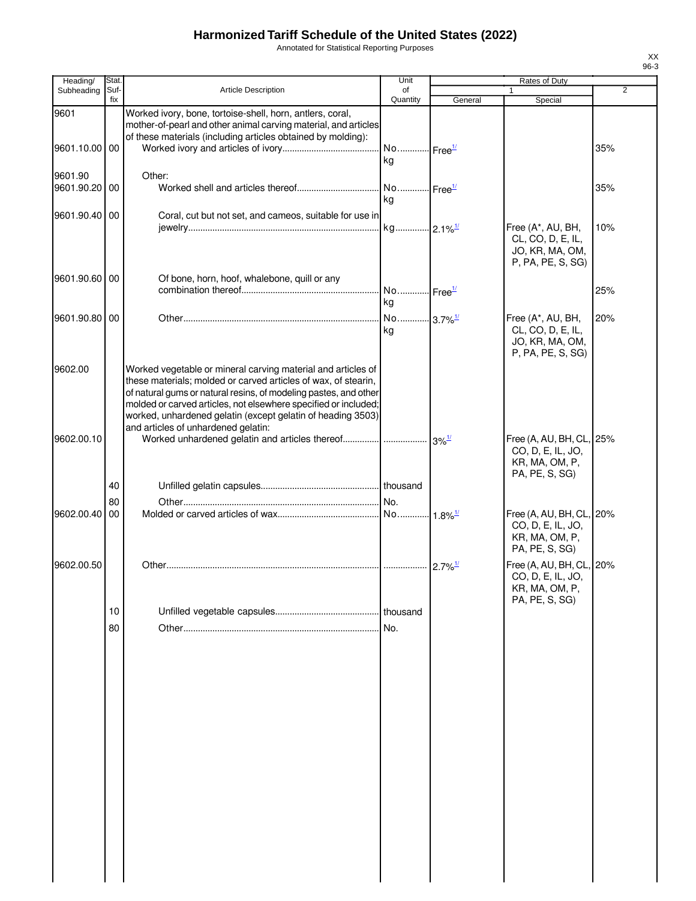# Harmonized Tariff Schedule of the United States (2022)

Annotated for Statistical Reporting Purposes

XX
96-3

| Heading/ Subheading | Stat. Suf- fix | Article Description | Unit of Quantity | Rates of Duty 1 General | Special | 2 |
|---|---|---|---|---|---|---|
| 9601 | | Worked ivory, bone, tortoise-shell, horn, antlers, coral, mother-of-pearl and other animal carving material, and articles of these materials (including articles obtained by molding): | | | | |
| 9601.10.00 | 00 | Worked ivory and articles of ivory | No. kg | Free1/ | | 35% |
| 9601.90 | | Other: | | | | |
| 9601.90.20 | 00 | Worked shell and articles thereof | No. kg | Free1/ | | 35% |
| 9601.90.40 | 00 | Coral, cut but not set, and cameos, suitable for use in jewelry | kg | 2.1%1/ | Free (A*, AU, BH, CL, CO, D, E, IL, JO, KR, MA, OM, P, PA, PE, S, SG) | 10% |
| 9601.90.60 | 00 | Of bone, horn, hoof, whalebone, quill or any combination thereof | No. kg | Free1/ | | 25% |
| 9601.90.80 | 00 | Other | No. kg | 3.7%1/ | Free (A*, AU, BH, CL, CO, D, E, IL, JO, KR, MA, OM, P, PA, PE, S, SG) | 20% |
| 9602.00 | | Worked vegetable or mineral carving material and articles of these materials; molded or carved articles of wax, of stearin, of natural gums or natural resins, of modeling pastes, and other molded or carved articles, not elsewhere specified or included; worked, unhardened gelatin (except gelatin of heading 3503) and articles of unhardened gelatin: | | | | |
| 9602.00.10 | | Worked unhardened gelatin and articles thereof | | 3%1/ | Free (A, AU, BH, CL, CO, D, E, IL, JO, KR, MA, OM, P, PA, PE, S, SG) | 25% |
| | 40 | Unfilled gelatin capsules | thousand | | | |
| | 80 | Other | No. | | | |
| 9602.00.40 | 00 | Molded or carved articles of wax | No. | 1.8%1/ | Free (A, AU, BH, CL, CO, D, E, IL, JO, KR, MA, OM, P, PA, PE, S, SG) | 20% |
| 9602.00.50 | | Other | | 2.7%1/ | Free (A, AU, BH, CL, CO, D, E, IL, JO, KR, MA, OM, P, PA, PE, S, SG) | 20% |
| | 10 | Unfilled vegetable capsules | thousand | | | |
| | 80 | Other | No. | | | |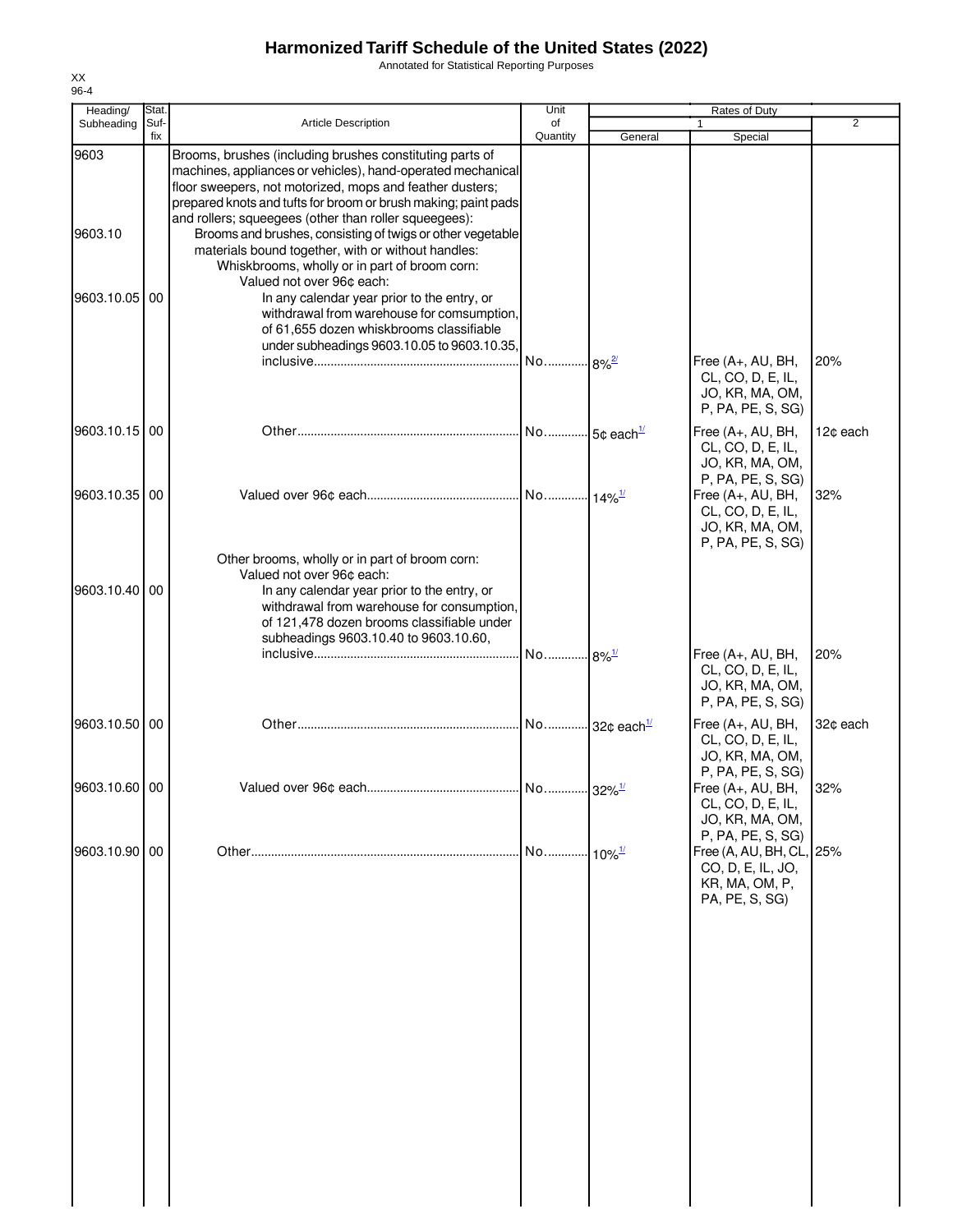# Harmonized Tariff Schedule of the United States (2022)

Annotated for Statistical Reporting Purposes

XX
96-4

| Heading/ Subheading | Stat. Suf-fix | Article Description | Unit of Quantity | Rates of Duty 1 General | Special | 2 |
|---|---|---|---|---|---|---|
| 9603 | | Brooms, brushes (including brushes constituting parts of machines, appliances or vehicles), hand-operated mechanical floor sweepers, not motorized, mops and feather dusters; prepared knots and tufts for broom or brush making; paint pads and rollers; squeegees (other than roller squeegees): | | | | |
| 9603.10 | | Brooms and brushes, consisting of twigs or other vegetable materials bound together, with or without handles: | | | | |
| | | Whiskbrooms, wholly or in part of broom corn: | | | | |
| | | Valued not over 96¢ each: | | | | |
| 9603.10.05 | 00 | In any calendar year prior to the entry, or withdrawal from warehouse for comsumption, of 61,655 dozen whiskbrooms classifiable under subheadings 9603.10.05 to 9603.10.35, inclusive | No. | 8% [2/] | Free (A+, AU, BH, CL, CO, D, E, IL, JO, KR, MA, OM, P, PA, PE, S, SG) | 20% |
| 9603.10.15 | 00 | Other | No. | 5¢ each [1/] | Free (A+, AU, BH, CL, CO, D, E, IL, JO, KR, MA, OM, P, PA, PE, S, SG) | 12¢ each |
| 9603.10.35 | 00 | Valued over 96¢ each | No. | 14% [1/] | Free (A+, AU, BH, CL, CO, D, E, IL, JO, KR, MA, OM, P, PA, PE, S, SG) | 32% |
| | | Other brooms, wholly or in part of broom corn: | | | | |
| | | Valued not over 96¢ each: | | | | |
| 9603.10.40 | 00 | In any calendar year prior to the entry, or withdrawal from warehouse for consumption, of 121,478 dozen brooms classifiable under subheadings 9603.10.40 to 9603.10.60, inclusive | No. | 8% [1/] | Free (A+, AU, BH, CL, CO, D, E, IL, JO, KR, MA, OM, P, PA, PE, S, SG) | 20% |
| 9603.10.50 | 00 | Other | No. | 32¢ each [1/] | Free (A+, AU, BH, CL, CO, D, E, IL, JO, KR, MA, OM, P, PA, PE, S, SG) | 32¢ each |
| 9603.10.60 | 00 | Valued over 96¢ each | No. | 32% [1/] | Free (A+, AU, BH, CL, CO, D, E, IL, JO, KR, MA, OM, P, PA, PE, S, SG) | 32% |
| 9603.10.90 | 00 | Other | No. | 10% [1/] | Free (A, AU, BH, CL, CO, D, E, IL, JO, KR, MA, OM, P, PA, PE, S, SG) | 25% |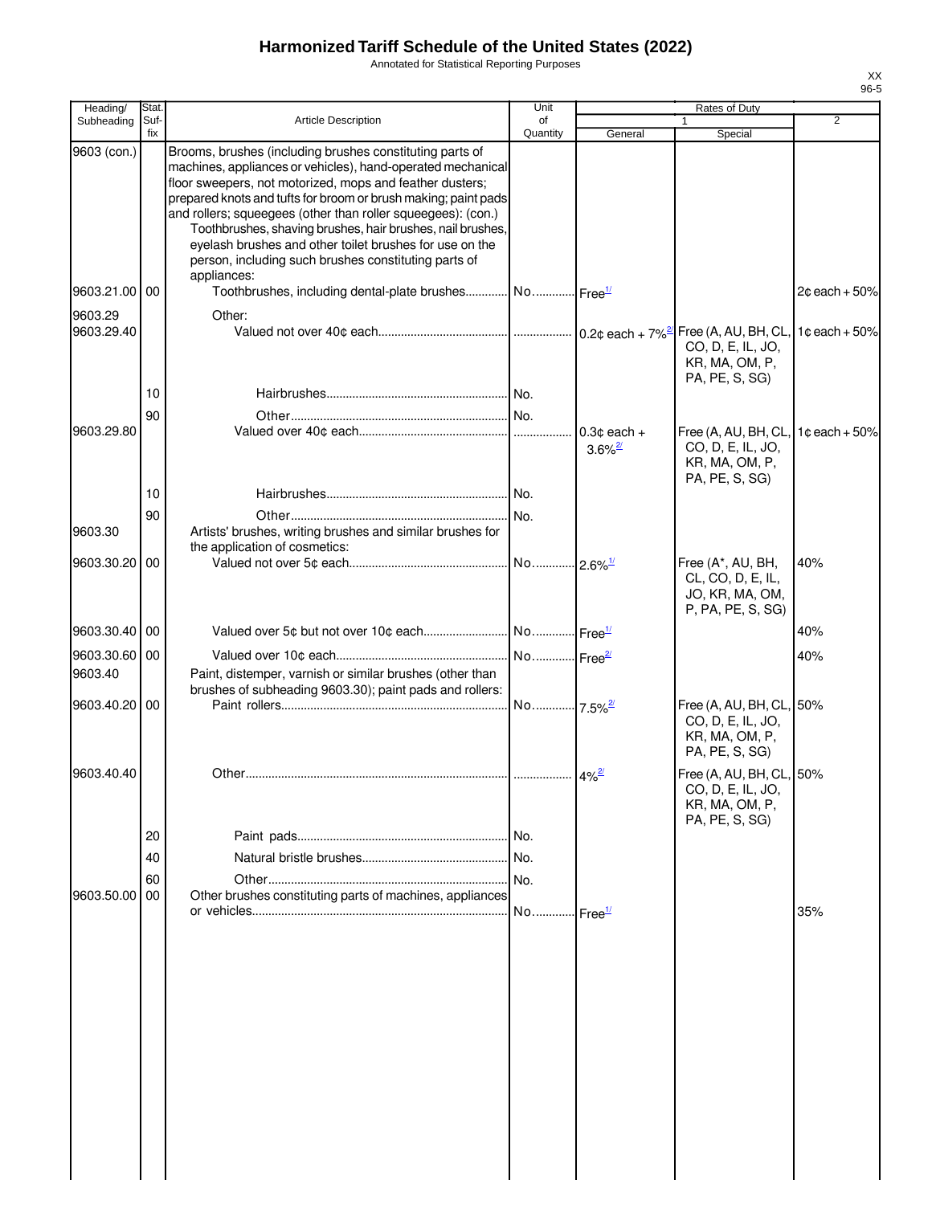# Harmonized Tariff Schedule of the United States (2022)

Annotated for Statistical Reporting Purposes

XX
96-5

| Heading/ Subheading | Stat. Suf-fix | Article Description | Unit of Quantity | Rates of Duty 1 General | Special | 2 |
|---|---|---|---|---|---|---|
| 9603 (con.) | | Brooms, brushes (including brushes constituting parts of machines, appliances or vehicles), hand-operated mechanical floor sweepers, not motorized, mops and feather dusters; prepared knots and tufts for broom or brush making; paint pads and rollers; squeegees (other than roller squeegees): (con.) | | | | |
| | | Toothbrushes, shaving brushes, hair brushes, nail brushes, eyelash brushes and other toilet brushes for use on the person, including such brushes constituting parts of appliances: | | | | |
| 9603.21.00 | 00 | Toothbrushes, including dental-plate brushes | No. | Free[1/] | | 2¢ each + 50% |
| 9603.29 | | Other: | | | | |
| 9603.29.40 | | Valued not over 40¢ each | | 0.2¢ each + 7%[2/] | Free (A, AU, BH, CL, CO, D, E, IL, JO, KR, MA, OM, P, PA, PE, S, SG) | 1¢ each + 50% |
| | 10 | Hairbrushes | No. | | | |
| | 90 | Other | No. | | | |
| 9603.29.80 | | Valued over 40¢ each | | 0.3¢ each + 3.6%[2/] | Free (A, AU, BH, CL, CO, D, E, IL, JO, KR, MA, OM, P, PA, PE, S, SG) | 1¢ each + 50% |
| | 10 | Hairbrushes | No. | | | |
| | 90 | Other | No. | | | |
| 9603.30 | | Artists' brushes, writing brushes and similar brushes for the application of cosmetics: | | | | |
| 9603.30.20 | 00 | Valued not over 5¢ each | No. | 2.6%[1/] | Free (A*, AU, BH, CL, CO, D, E, IL, JO, KR, MA, OM, P, PA, PE, S, SG) | 40% |
| 9603.30.40 | 00 | Valued over 5¢ but not over 10¢ each | No. | Free[1/] | | 40% |
| 9603.30.60 | 00 | Valued over 10¢ each | No. | Free[2/] | | 40% |
| 9603.40 | | Paint, distemper, varnish or similar brushes (other than brushes of subheading 9603.30); paint pads and rollers: | | | | |
| 9603.40.20 | 00 | Paint rollers | No. | 7.5%[2/] | Free (A, AU, BH, CL, CO, D, E, IL, JO, KR, MA, OM, P, PA, PE, S, SG) | 50% |
| 9603.40.40 | | Other | | 4%[2/] | Free (A, AU, BH, CL, CO, D, E, IL, JO, KR, MA, OM, P, PA, PE, S, SG) | 50% |
| | 20 | Paint pads | No. | | | |
| | 40 | Natural bristle brushes | No. | | | |
| | 60 | Other | No. | | | |
| 9603.50.00 | 00 | Other brushes constituting parts of machines, appliances or vehicles | No. | Free[1/] | | 35% |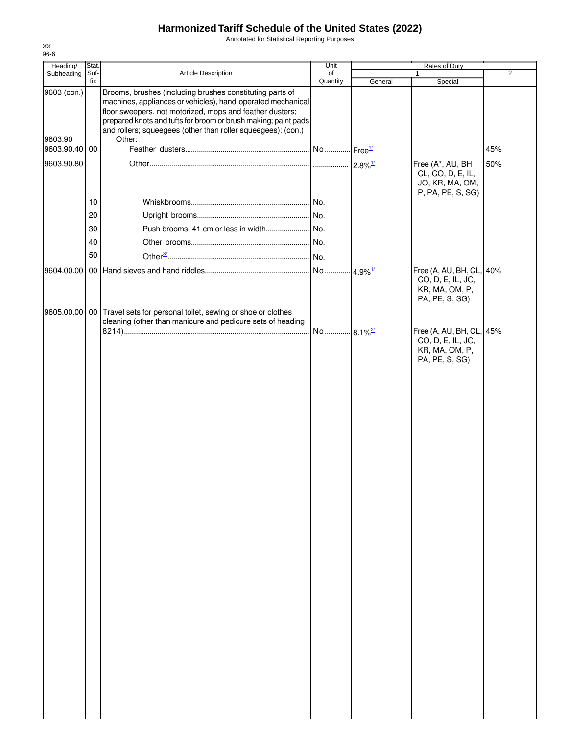# Harmonized Tariff Schedule of the United States (2022)

Annotated for Statistical Reporting Purposes

XX
96-6

| Heading/ Subheading | Stat. Suf- fix | Article Description | Unit of Quantity | Rates of Duty 1 General | Special | 2 |
|---|---|---|---|---|---|---|
| 9603 (con.) | | Brooms, brushes (including brushes constituting parts of machines, appliances or vehicles), hand-operated mechanical floor sweepers, not motorized, mops and feather dusters; prepared knots and tufts for broom or brush making; paint pads and rollers; squeegees (other than roller squeegees): (con.) | | | | |
| 9603.90 | | Other: | | | | |
| 9603.90.40 | 00 | Feather dusters | No. | Free[1/] | | 45% |
| 9603.90.80 | | Other | | 2.8%[1/] | Free (A*, AU, BH, CL, CO, D, E, IL, JO, KR, MA, OM, P, PA, PE, S, SG) | 50% |
| | 10 | Whiskbrooms | No. | | | |
| | 20 | Upright brooms | No. | | | |
| | 30 | Push brooms, 41 cm or less in width | No. | | | |
| | 40 | Other brooms | No. | | | |
| | 50 | Other[3/] | No. | | | |
| 9604.00.00 | 00 | Hand sieves and hand riddles | No. | 4.9%[1/] | Free (A, AU, BH, CL, CO, D, E, IL, JO, KR, MA, OM, P, PA, PE, S, SG) | 40% |
| 9605.00.00 | 00 | Travel sets for personal toilet, sewing or shoe or clothes cleaning (other than manicure and pedicure sets of heading 8214) | No. | 8.1%[2/] | Free (A, AU, BH, CL, CO, D, E, IL, JO, KR, MA, OM, P, PA, PE, S, SG) | 45% |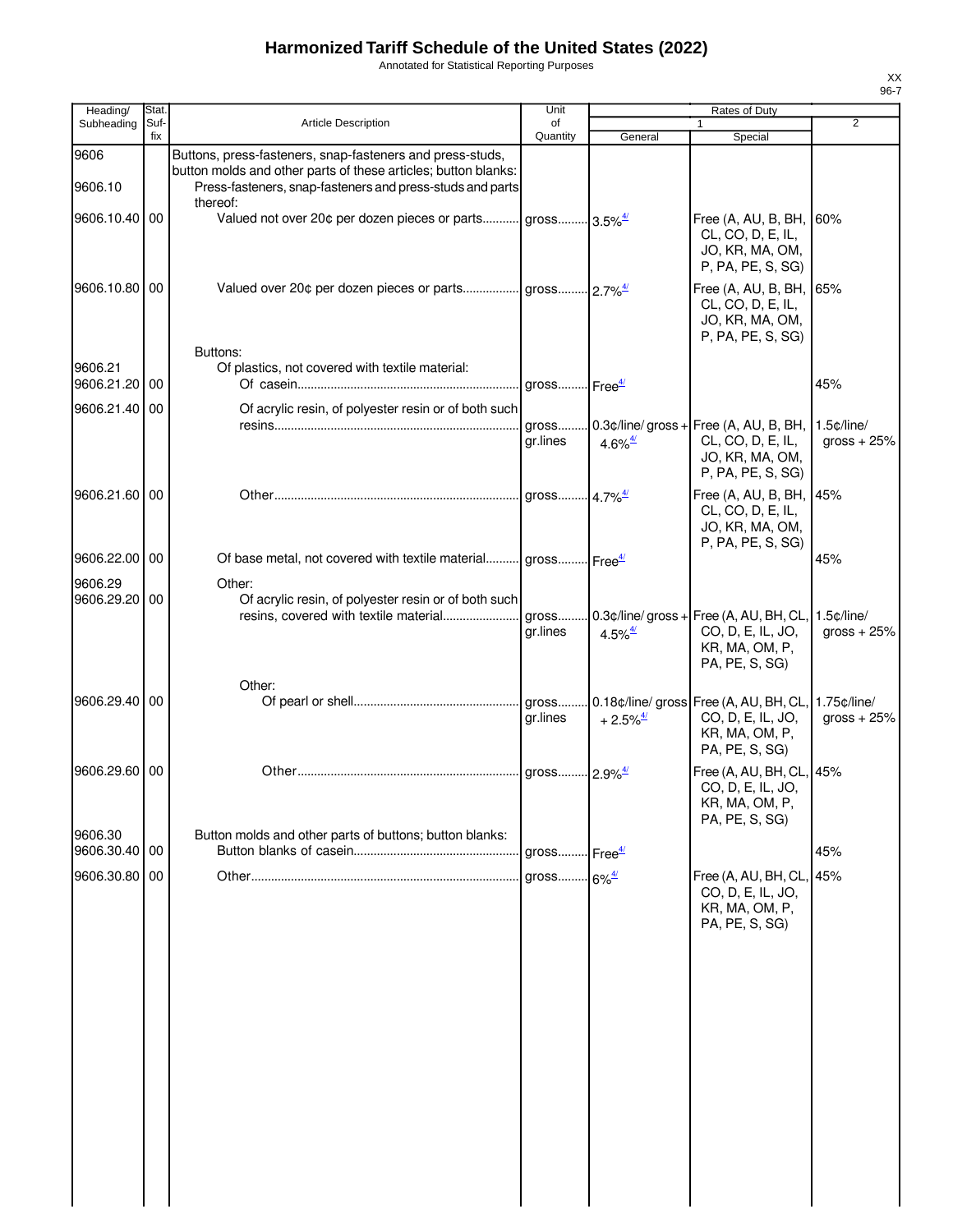# Harmonized Tariff Schedule of the United States (2022)

Annotated for Statistical Reporting Purposes

XX
96-7

| Heading/ Subheading | Stat. Suf- fix | Article Description | Unit of Quantity | Rates of Duty 1 General | Special | 2 |
|---|---|---|---|---|---|---|
| 9606 | | Buttons, press-fasteners, snap-fasteners and press-studs, button molds and other parts of these articles; button blanks: | | | | |
| 9606.10 | | Press-fasteners, snap-fasteners and press-studs and parts thereof: | | | | |
| 9606.10.40 | 00 | Valued not over 20¢ per dozen pieces or parts | gross | 3.5%4/ | Free (A, AU, B, BH, CL, CO, D, E, IL, JO, KR, MA, OM, P, PA, PE, S, SG) | 60% |
| 9606.10.80 | 00 | Valued over 20¢ per dozen pieces or parts | gross | 2.7%4/ | Free (A, AU, B, BH, CL, CO, D, E, IL, JO, KR, MA, OM, P, PA, PE, S, SG) | 65% |
| | | Buttons: | | | | |
| 9606.21 | | Of plastics, not covered with textile material: | | | | |
| 9606.21.20 | 00 | Of casein | gross | Free4/ | | 45% |
| 9606.21.40 | 00 | Of acrylic resin, of polyester resin or of both such resins | gross gr.lines | 0.3¢/line/ gross + 4.6%4/ | Free (A, AU, B, BH, CL, CO, D, E, IL, JO, KR, MA, OM, P, PA, PE, S, SG) | 1.5¢/line/ gross + 25% |
| 9606.21.60 | 00 | Other | gross | 4.7%4/ | Free (A, AU, B, BH, CL, CO, D, E, IL, JO, KR, MA, OM, P, PA, PE, S, SG) | 45% |
| 9606.22.00 | 00 | Of base metal, not covered with textile material | gross | Free4/ | | 45% |
| 9606.29 | | Other: | | | | |
| 9606.29.20 | 00 | Of acrylic resin, of polyester resin or of both such resins, covered with textile material | gross gr.lines | 0.3¢/line/ gross + 4.5%4/ | Free (A, AU, BH, CL, CO, D, E, IL, JO, KR, MA, OM, P, PA, PE, S, SG) | 1.5¢/line/ gross + 25% |
| | | Other: | | | | |
| 9606.29.40 | 00 | Of pearl or shell | gross gr.lines | 0.18¢/line/ gross + 2.5%4/ | Free (A, AU, BH, CL, CO, D, E, IL, JO, KR, MA, OM, P, PA, PE, S, SG) | 1.75¢/line/ gross + 25% |
| 9606.29.60 | 00 | Other | gross | 2.9%4/ | Free (A, AU, BH, CL, CO, D, E, IL, JO, KR, MA, OM, P, PA, PE, S, SG) | 45% |
| 9606.30 | | Button molds and other parts of buttons; button blanks: | | | | |
| 9606.30.40 | 00 | Button blanks of casein | gross | Free4/ | | 45% |
| 9606.30.80 | 00 | Other | gross | 6%4/ | Free (A, AU, BH, CL, CO, D, E, IL, JO, KR, MA, OM, P, PA, PE, S, SG) | 45% |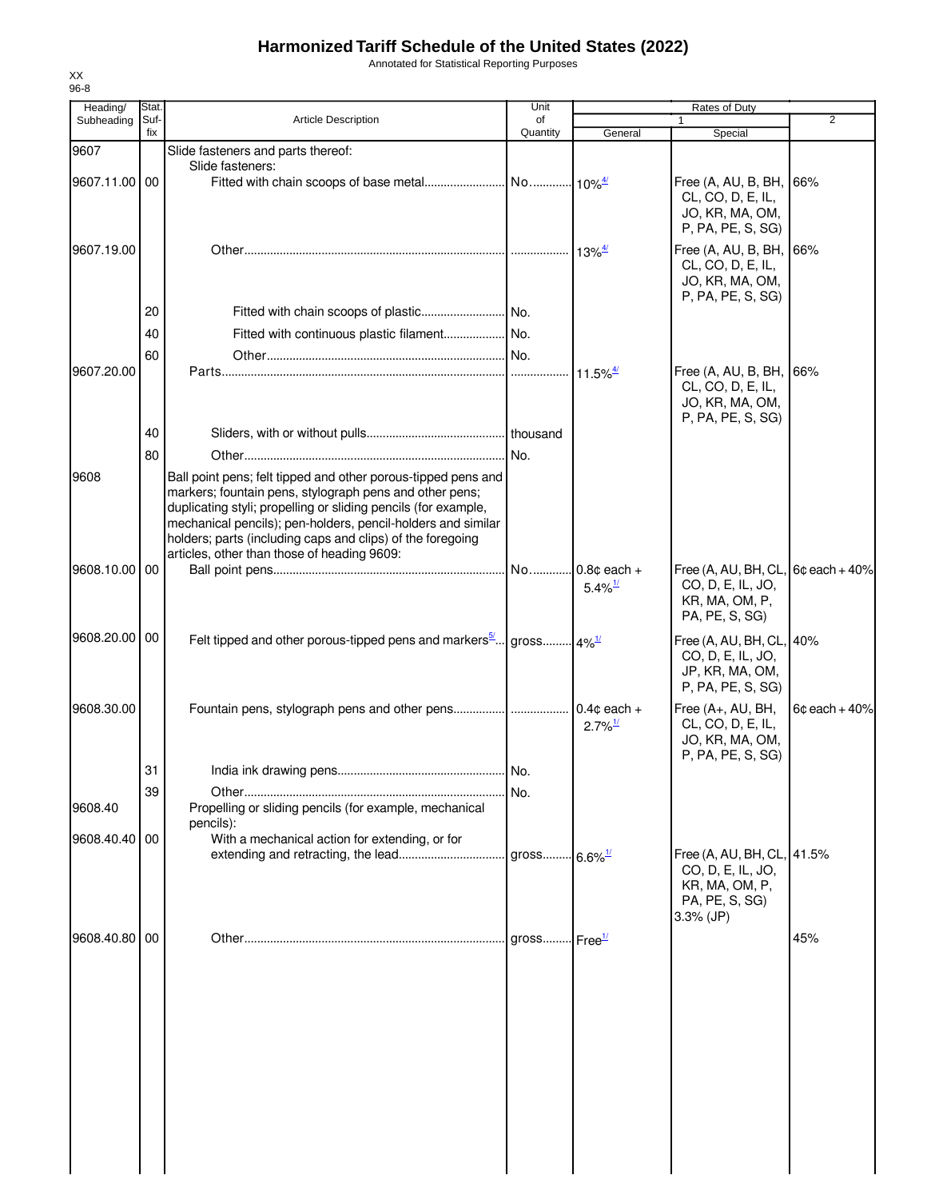# Harmonized Tariff Schedule of the United States (2022)

Annotated for Statistical Reporting Purposes

XX
96-8

| Heading/ Subheading | Stat. Suf-fix | Article Description | Unit of Quantity | Rates of Duty 1 General | Special | 2 |
|---|---|---|---|---|---|---|
| 9607 | | Slide fasteners and parts thereof: | | | | |
| | | Slide fasteners: | | | | |
| 9607.11.00 | 00 | Fitted with chain scoops of base metal | No. | 10%[4/] | Free (A, AU, B, BH, CL, CO, D, E, IL, JO, KR, MA, OM, P, PA, PE, S, SG) | 66% |
| 9607.19.00 | | Other | | 13%[4/] | Free (A, AU, B, BH, CL, CO, D, E, IL, JO, KR, MA, OM, P, PA, PE, S, SG) | 66% |
| | 20 | Fitted with chain scoops of plastic | No. | | | |
| | 40 | Fitted with continuous plastic filament | No. | | | |
| | 60 | Other | No. | | | |
| 9607.20.00 | | Parts | | 11.5%[4/] | Free (A, AU, B, BH, CL, CO, D, E, IL, JO, KR, MA, OM, P, PA, PE, S, SG) | 66% |
| | 40 | Sliders, with or without pulls | thousand | | | |
| | 80 | Other | No. | | | |
| 9608 | | Ball point pens; felt tipped and other porous-tipped pens and markers; fountain pens, stylograph pens and other pens; duplicating styli; propelling or sliding pencils (for example, mechanical pencils); pen-holders, pencil-holders and similar holders; parts (including caps and clips) of the foregoing articles, other than those of heading 9609: | | | | |
| 9608.10.00 | 00 | Ball point pens | No. | 0.8¢ each + 5.4%[1/] | Free (A, AU, BH, CL, CO, D, E, IL, JO, KR, MA, OM, P, PA, PE, S, SG) | 6¢ each + 40% |
| 9608.20.00 | 00 | Felt tipped and other porous-tipped pens and markers[5/] | gross | 4%[1/] | Free (A, AU, BH, CL, CO, D, E, IL, JO, JP, KR, MA, OM, P, PA, PE, S, SG) | 40% |
| 9608.30.00 | | Fountain pens, stylograph pens and other pens | | 0.4¢ each + 2.7%[1/] | Free (A+, AU, BH, CL, CO, D, E, IL, JO, KR, MA, OM, P, PA, PE, S, SG) | 6¢ each + 40% |
| | 31 | India ink drawing pens | No. | | | |
| | 39 | Other | No. | | | |
| 9608.40 | | Propelling or sliding pencils (for example, mechanical pencils): | | | | |
| 9608.40.40 | 00 | With a mechanical action for extending, or for extending and retracting, the lead | gross | 6.6%[1/] | Free (A, AU, BH, CL, CO, D, E, IL, JO, KR, MA, OM, P, PA, PE, S, SG) 3.3% (JP) | 41.5% |
| 9608.40.80 | 00 | Other | gross | Free[1/] | | 45% |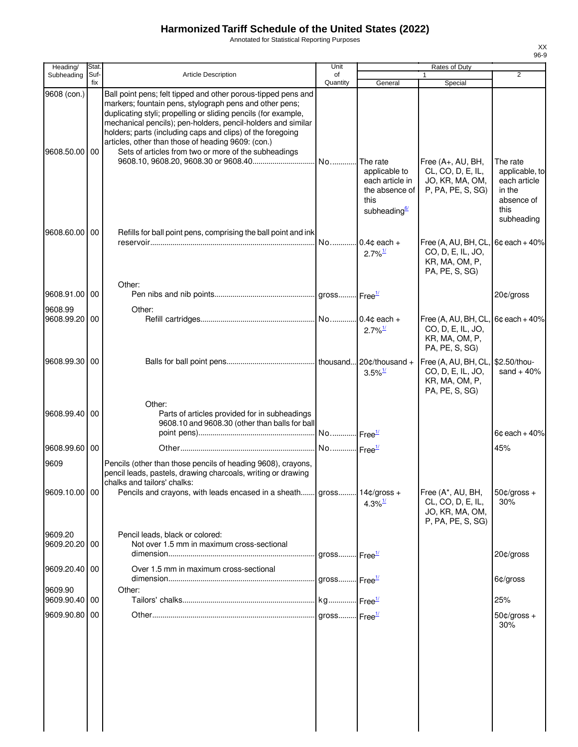# Harmonized Tariff Schedule of the United States (2022)

Annotated for Statistical Reporting Purposes

| Heading/ Subheading | Stat. Suffix | Article Description | Unit of Quantity | Rates of Duty 1 General | Rates of Duty 1 Special | Rates of Duty 2 |
|---|---|---|---|---|---|---|
| 9608 (con.) | | Ball point pens; felt tipped and other porous-tipped pens and markers; fountain pens, stylograph pens and other pens; duplicating styli; propelling or sliding pencils (for example, mechanical pencils); pen-holders, pencil-holders and similar holders; parts (including caps and clips) of the foregoing articles, other than those of heading 9609: (con.) | | | | |
| 9608.50.00 | 00 | Sets of articles from two or more of the subheadings 9608.10, 9608.20, 9608.30 or 9608.40 | No. | The rate applicable to each article in the absence of this subheading[6/] | Free (A+, AU, BH, CL, CO, D, E, IL, JO, KR, MA, OM, P, PA, PE, S, SG) | The rate applicable, to each article in the absence of this subheading |
| 9608.60.00 | 00 | Refills for ball point pens, comprising the ball point and ink reservoir | No. | 0.4¢ each + 2.7%[1/] | Free (A, AU, BH, CL, CO, D, E, IL, JO, KR, MA, OM, P, PA, PE, S, SG) | 6¢ each + 40% |
| | | Other: | | | | |
| 9608.91.00 | 00 | Pen nibs and nib points | gross | Free[1/] | | 20¢/gross |
| 9608.99 | | Other: | | | | |
| 9608.99.20 | 00 | Refill cartridges | No. | 0.4¢ each + 2.7%[1/] | Free (A, AU, BH, CL, CO, D, E, IL, JO, KR, MA, OM, P, PA, PE, S, SG) | 6¢ each + 40% |
| 9608.99.30 | 00 | Balls for ball point pens | thousand | 20¢/thousand + 3.5%[1/] | Free (A, AU, BH, CL, CO, D, E, IL, JO, KR, MA, OM, P, PA, PE, S, SG) | $2.50/thousand + 40% |
| | | Other: | | | | |
| 9608.99.40 | 00 | Parts of articles provided for in subheadings 9608.10 and 9608.30 (other than balls for ball point pens) | No. | Free[1/] | | 6¢ each + 40% |
| 9608.99.60 | 00 | Other | No. | Free[1/] | | 45% |
| 9609 | | Pencils (other than those pencils of heading 9608), crayons, pencil leads, pastels, drawing charcoals, writing or drawing chalks and tailors' chalks: | | | | |
| 9609.10.00 | 00 | Pencils and crayons, with leads encased in a sheath | gross | 14¢/gross + 4.3%[1/] | Free (A*, AU, BH, CL, CO, D, E, IL, JO, KR, MA, OM, P, PA, PE, S, SG) | 50¢/gross + 30% |
| 9609.20 | | Pencil leads, black or colored: | | | | |
| 9609.20.20 | 00 | Not over 1.5 mm in maximum cross-sectional dimension | gross | Free[1/] | | 20¢/gross |
| 9609.20.40 | 00 | Over 1.5 mm in maximum cross-sectional dimension | gross | Free[1/] | | 6¢/gross |
| 9609.90 | | Other: | | | | |
| 9609.90.40 | 00 | Tailors' chalks | kg | Free[1/] | | 25% |
| 9609.90.80 | 00 | Other | gross | Free[1/] | | 50¢/gross + 30% |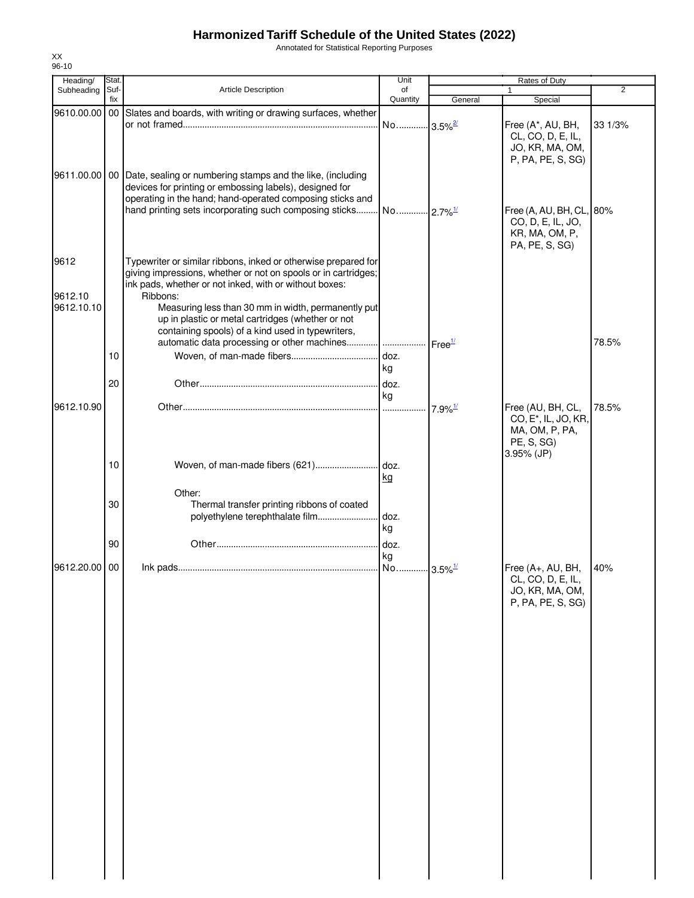# Harmonized Tariff Schedule of the United States (2022)

Annotated for Statistical Reporting Purposes

XX
96-10

| Heading/ Subheading | Stat. Suf- fix | Article Description | Unit of Quantity | Rates of Duty 1 General | Special | 2 |
|---|---|---|---|---|---|---|
| 9610.00.00 | 00 | Slates and boards, with writing or drawing surfaces, whether or not framed | No. | 3.5%[2/] | Free (A*, AU, BH, CL, CO, D, E, IL, JO, KR, MA, OM, P, PA, PE, S, SG) | 33 1/3% |
| 9611.00.00 | 00 | Date, sealing or numbering stamps and the like, (including devices for printing or embossing labels), designed for operating in the hand; hand-operated composing sticks and hand printing sets incorporating such composing sticks | No. | 2.7%[1/] | Free (A, AU, BH, CL, CO, D, E, IL, JO, KR, MA, OM, P, PA, PE, S, SG) | 80% |
| 9612 | | Typewriter or similar ribbons, inked or otherwise prepared for giving impressions, whether or not on spools or in cartridges; ink pads, whether or not inked, with or without boxes: | | | | |
| 9612.10 | | Ribbons: | | | | |
| 9612.10.10 | | Measuring less than 30 mm in width, permanently put up in plastic or metal cartridges (whether or not containing spools) of a kind used in typewriters, automatic data processing or other machines | | Free[1/] | | 78.5% |
| | 10 | Woven, of man-made fibers | doz. kg | | | |
| | 20 | Other | doz. kg | | | |
| 9612.10.90 | | Other | | 7.9%[1/] | Free (AU, BH, CL, CO, E*, IL, JO, KR, MA, OM, P, PA, PE, S, SG) 3.95% (JP) | 78.5% |
| | 10 | Woven, of man-made fibers (621) | doz. kg | | | |
| | | Other: | | | | |
| | 30 | Thermal transfer printing ribbons of coated polyethylene terephthalate film | doz. kg | | | |
| | 90 | Other | doz. kg | | | |
| 9612.20.00 | 00 | Ink pads | No. | 3.5%[1/] | Free (A+, AU, BH, CL, CO, D, E, IL, JO, KR, MA, OM, P, PA, PE, S, SG) | 40% |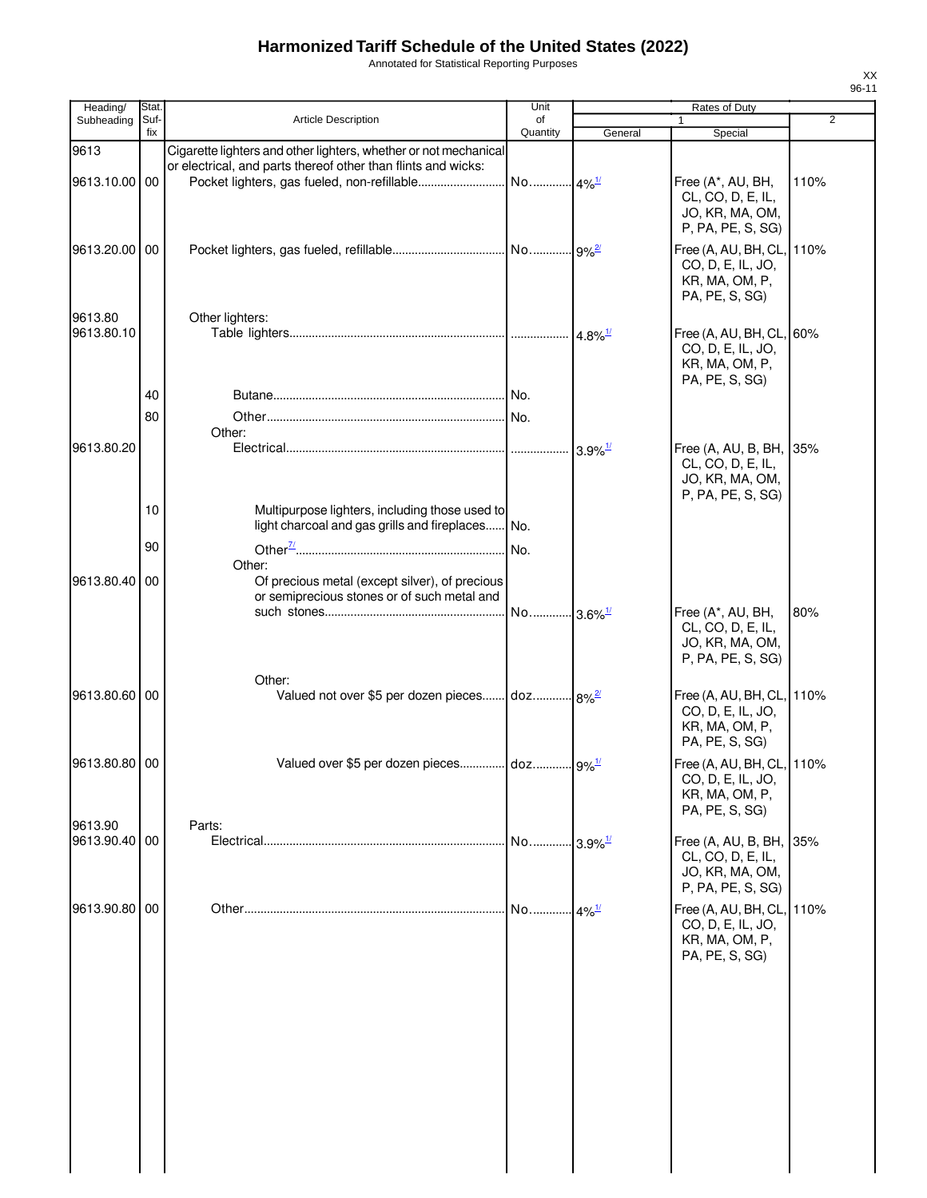# Harmonized Tariff Schedule of the United States (2022)

Annotated for Statistical Reporting Purposes

XX
96-11

| Heading/ Subheading | Stat. Suf- fix | Article Description | Unit of Quantity | Rates of Duty 1 General | Special | 2 |
|---|---|---|---|---|---|---|
| 9613 | | Cigarette lighters and other lighters, whether or not mechanical or electrical, and parts thereof other than flints and wicks: | | | | |
| 9613.10.00 | 00 | Pocket lighters, gas fueled, non-refillable | No. | 4%[1/] | Free (A*, AU, BH, CL, CO, D, E, IL, JO, KR, MA, OM, P, PA, PE, S, SG) | 110% |
| 9613.20.00 | 00 | Pocket lighters, gas fueled, refillable | No. | 9%[2/] | Free (A, AU, BH, CL, CO, D, E, IL, JO, KR, MA, OM, P, PA, PE, S, SG) | 110% |
| 9613.80 | | Other lighters: | | | | |
| 9613.80.10 | | Table lighters | | 4.8%[1/] | Free (A, AU, BH, CL, CO, D, E, IL, JO, KR, MA, OM, P, PA, PE, S, SG) | 60% |
| | 40 | Butane | No. | | | |
| | 80 | Other | No. | | | |
| | | Other: | | | | |
| 9613.80.20 | | Electrical | | 3.9%[1/] | Free (A, AU, B, BH, CL, CO, D, E, IL, JO, KR, MA, OM, P, PA, PE, S, SG) | 35% |
| | 10 | Multipurpose lighters, including those used to light charcoal and gas grills and fireplaces | No. | | | |
| | 90 | Other[7/] | No. | | | |
| | | Other: | | | | |
| 9613.80.40 | 00 | Of precious metal (except silver), of precious or semiprecious stones or of such metal and such stones | No. | 3.6%[1/] | Free (A*, AU, BH, CL, CO, D, E, IL, JO, KR, MA, OM, P, PA, PE, S, SG) | 80% |
| | | Other: | | | | |
| 9613.80.60 | 00 | Valued not over $5 per dozen pieces | doz. | 8%[2/] | Free (A, AU, BH, CL, CO, D, E, IL, JO, KR, MA, OM, P, PA, PE, S, SG) | 110% |
| 9613.80.80 | 00 | Valued over $5 per dozen pieces | doz. | 9%[1/] | Free (A, AU, BH, CL, CO, D, E, IL, JO, KR, MA, OM, P, PA, PE, S, SG) | 110% |
| 9613.90 | | Parts: | | | | |
| 9613.90.40 | 00 | Electrical | No. | 3.9%[1/] | Free (A, AU, B, BH, CL, CO, D, E, IL, JO, KR, MA, OM, P, PA, PE, S, SG) | 35% |
| 9613.90.80 | 00 | Other | No. | 4%[1/] | Free (A, AU, BH, CL, CO, D, E, IL, JO, KR, MA, OM, P, PA, PE, S, SG) | 110% |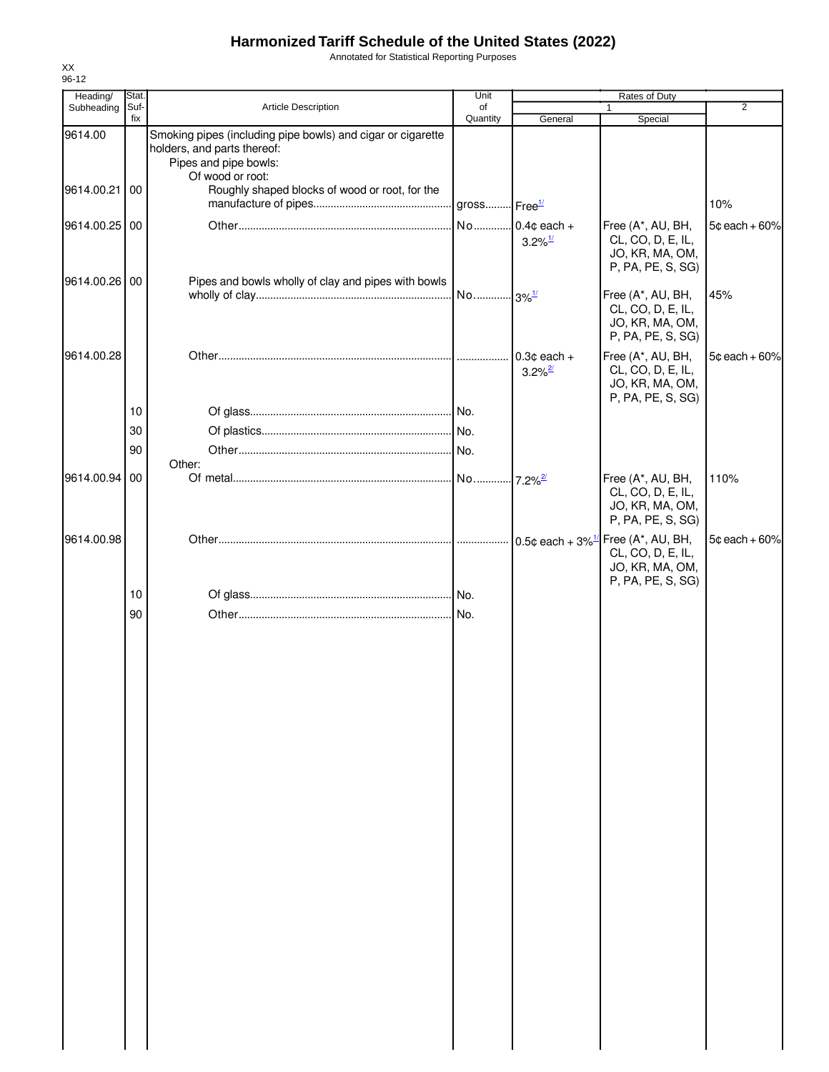# Harmonized Tariff Schedule of the United States (2022)

Annotated for Statistical Reporting Purposes

XX
96-12

| Heading/ Subheading | Stat. Suf- fix | Article Description | Unit of Quantity | Rates of Duty 1 General | Special | 2 |
|---|---|---|---|---|---|---|
| 9614.00 | | Smoking pipes (including pipe bowls) and cigar or cigarette holders, and parts thereof: | | | | |
| | | Pipes and pipe bowls: | | | | |
| | | Of wood or root: | | | | |
| 9614.00.21 | 00 | Roughly shaped blocks of wood or root, for the manufacture of pipes | gross | Free[1/] | | 10% |
| 9614.00.25 | 00 | Other | No | 0.4¢ each + 3.2%[1/] | Free (A*, AU, BH, CL, CO, D, E, IL, JO, KR, MA, OM, P, PA, PE, S, SG) | 5¢ each + 60% |
| 9614.00.26 | 00 | Pipes and bowls wholly of clay and pipes with bowls wholly of clay | No | 3%[1/] | Free (A*, AU, BH, CL, CO, D, E, IL, JO, KR, MA, OM, P, PA, PE, S, SG) | 45% |
| 9614.00.28 | | Other | | 0.3¢ each + 3.2%[2/] | Free (A*, AU, BH, CL, CO, D, E, IL, JO, KR, MA, OM, P, PA, PE, S, SG) | 5¢ each + 60% |
| | 10 | Of glass | No. | | | |
| | 30 | Of plastics | No. | | | |
| | 90 | Other | No. | | | |
| | | Other: | | | | |
| 9614.00.94 | 00 | Of metal | No | 7.2%[2/] | Free (A*, AU, BH, CL, CO, D, E, IL, JO, KR, MA, OM, P, PA, PE, S, SG) | 110% |
| 9614.00.98 | | Other | | 0.5¢ each + 3%[1/] | Free (A*, AU, BH, CL, CO, D, E, IL, JO, KR, MA, OM, P, PA, PE, S, SG) | 5¢ each + 60% |
| | 10 | Of glass | No. | | | |
| | 90 | Other | No. | | | |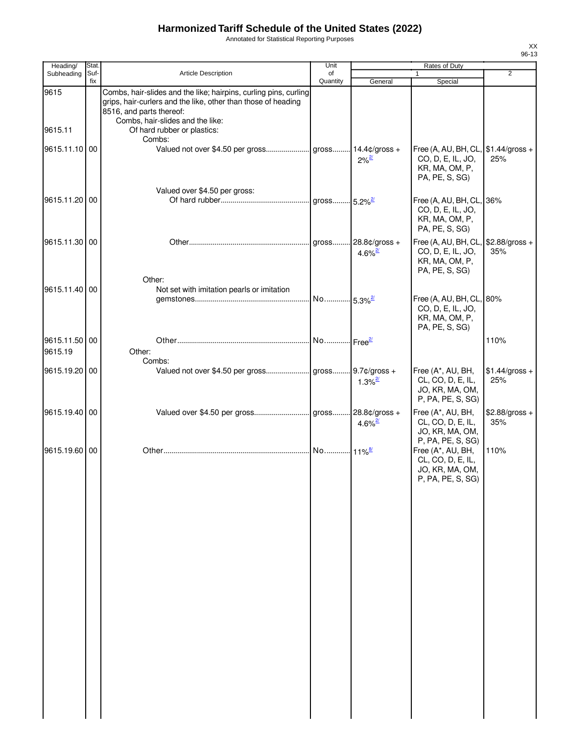# Harmonized Tariff Schedule of the United States (2022)

Annotated for Statistical Reporting Purposes

| Heading/ Subheading | Stat. Suf- fix | Article Description | Unit of Quantity | Rates of Duty 1 General | Special | 2 |
|---|---|---|---|---|---|---|
| 9615 | | Combs, hair-slides and the like; hairpins, curling pins, curling grips, hair-curlers and the like, other than those of heading 8516, and parts thereof: | | | | |
| | | Combs, hair-slides and the like: | | | | |
| 9615.11 | | Of hard rubber or plastics: | | | | |
| | | Combs: | | | | |
| 9615.11.10 | 00 | Valued not over $4.50 per gross | gross | 14.4¢/gross + 2%[2/] | Free (A, AU, BH, CL, CO, D, E, IL, JO, KR, MA, OM, P, PA, PE, S, SG) | $1.44/gross + 25% |
| | | Valued over $4.50 per gross: | | | | |
| 9615.11.20 | 00 | Of hard rubber | gross | 5.2%[2/] | Free (A, AU, BH, CL, CO, D, E, IL, JO, KR, MA, OM, P, PA, PE, S, SG) | 36% |
| 9615.11.30 | 00 | Other | gross | 28.8¢/gross + 4.6%[2/] | Free (A, AU, BH, CL, CO, D, E, IL, JO, KR, MA, OM, P, PA, PE, S, SG) | $2.88/gross + 35% |
| | | Other: | | | | |
| 9615.11.40 | 00 | Not set with imitation pearls or imitation gemstones | No. | 5.3%[2/] | Free (A, AU, BH, CL, CO, D, E, IL, JO, KR, MA, OM, P, PA, PE, S, SG) | 80% |
| 9615.11.50 | 00 | Other | No. | Free[2/] | | 110% |
| 9615.19 | | Other: | | | | |
| | | Combs: | | | | |
| 9615.19.20 | 00 | Valued not over $4.50 per gross | gross | 9.7¢/gross + 1.3%[2/] | Free (A*, AU, BH, CL, CO, D, E, IL, JO, KR, MA, OM, P, PA, PE, S, SG) | $1.44/gross + 25% |
| 9615.19.40 | 00 | Valued over $4.50 per gross | gross | 28.8¢/gross + 4.6%[2/] | Free (A*, AU, BH, CL, CO, D, E, IL, JO, KR, MA, OM, P, PA, PE, S, SG) | $2.88/gross + 35% |
| 9615.19.60 | 00 | Other | No. | 11%[8/] | Free (A*, AU, BH, CL, CO, D, E, IL, JO, KR, MA, OM, P, PA, PE, S, SG) | 110% |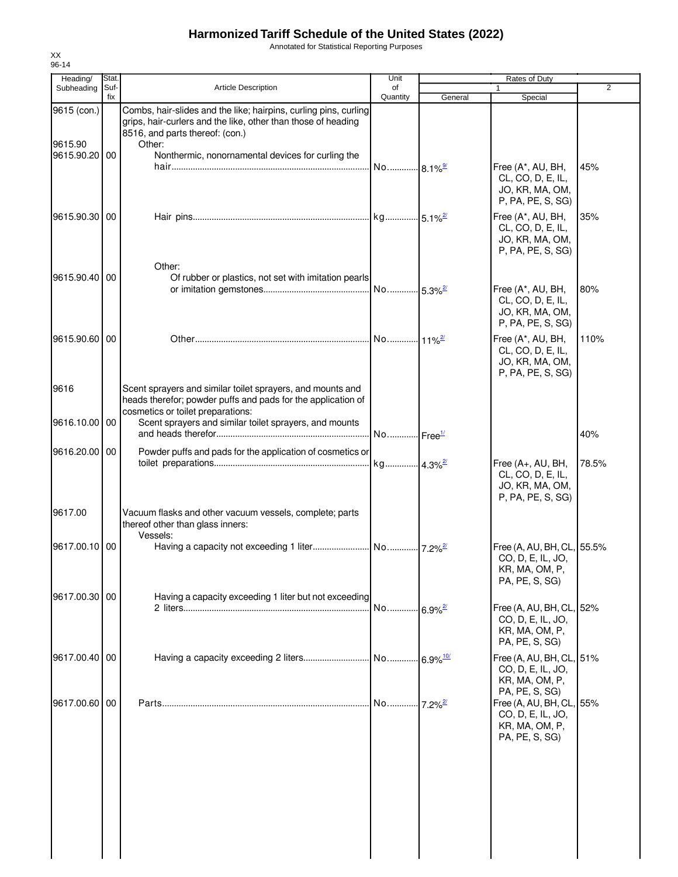# Harmonized Tariff Schedule of the United States (2022)

Annotated for Statistical Reporting Purposes

XX
96-14

| Heading/ Subheading | Stat. Suf-fix | Article Description | Unit of Quantity | Rates of Duty 1 General | Special | 2 |
|---|---|---|---|---|---|---|
| 9615 (con.) | | Combs, hair-slides and the like; hairpins, curling pins, curling grips, hair-curlers and the like, other than those of heading 8516, and parts thereof: (con.) | | | | |
| 9615.90 | | Other: | | | | |
| 9615.90.20 | 00 | Nonthermic, nonornamental devices for curling the hair | No. | 8.1%[9/] | Free (A*, AU, BH, CL, CO, D, E, IL, JO, KR, MA, OM, P, PA, PE, S, SG) | 45% |
| 9615.90.30 | 00 | Hair pins | kg | 5.1%[2/] | Free (A*, AU, BH, CL, CO, D, E, IL, JO, KR, MA, OM, P, PA, PE, S, SG) | 35% |
| | | Other: | | | | |
| 9615.90.40 | 00 | Of rubber or plastics, not set with imitation pearls or imitation gemstones | No. | 5.3%[2/] | Free (A*, AU, BH, CL, CO, D, E, IL, JO, KR, MA, OM, P, PA, PE, S, SG) | 80% |
| 9615.90.60 | 00 | Other | No. | 11%[2/] | Free (A*, AU, BH, CL, CO, D, E, IL, JO, KR, MA, OM, P, PA, PE, S, SG) | 110% |
| 9616 | | Scent sprayers and similar toilet sprayers, and mounts and heads therefor; powder puffs and pads for the application of cosmetics or toilet preparations: | | | | |
| 9616.10.00 | 00 | Scent sprayers and similar toilet sprayers, and mounts and heads therefor | No. | Free[1/] | | 40% |
| 9616.20.00 | 00 | Powder puffs and pads for the application of cosmetics or toilet preparations | kg | 4.3%[2/] | Free (A+, AU, BH, CL, CO, D, E, IL, JO, KR, MA, OM, P, PA, PE, S, SG) | 78.5% |
| 9617.00 | | Vacuum flasks and other vacuum vessels, complete; parts thereof other than glass inners: | | | | |
| | | Vessels: | | | | |
| 9617.00.10 | 00 | Having a capacity not exceeding 1 liter | No. | 7.2%[2/] | Free (A, AU, BH, CL, CO, D, E, IL, JO, KR, MA, OM, P, PA, PE, S, SG) | 55.5% |
| 9617.00.30 | 00 | Having a capacity exceeding 1 liter but not exceeding 2 liters | No. | 6.9%[2/] | Free (A, AU, BH, CL, CO, D, E, IL, JO, KR, MA, OM, P, PA, PE, S, SG) | 52% |
| 9617.00.40 | 00 | Having a capacity exceeding 2 liters | No. | 6.9%[10/] | Free (A, AU, BH, CL, CO, D, E, IL, JO, KR, MA, OM, P, PA, PE, S, SG) | 51% |
| 9617.00.60 | 00 | Parts | No. | 7.2%[2/] | Free (A, AU, BH, CL, CO, D, E, IL, JO, KR, MA, OM, P, PA, PE, S, SG) | 55% |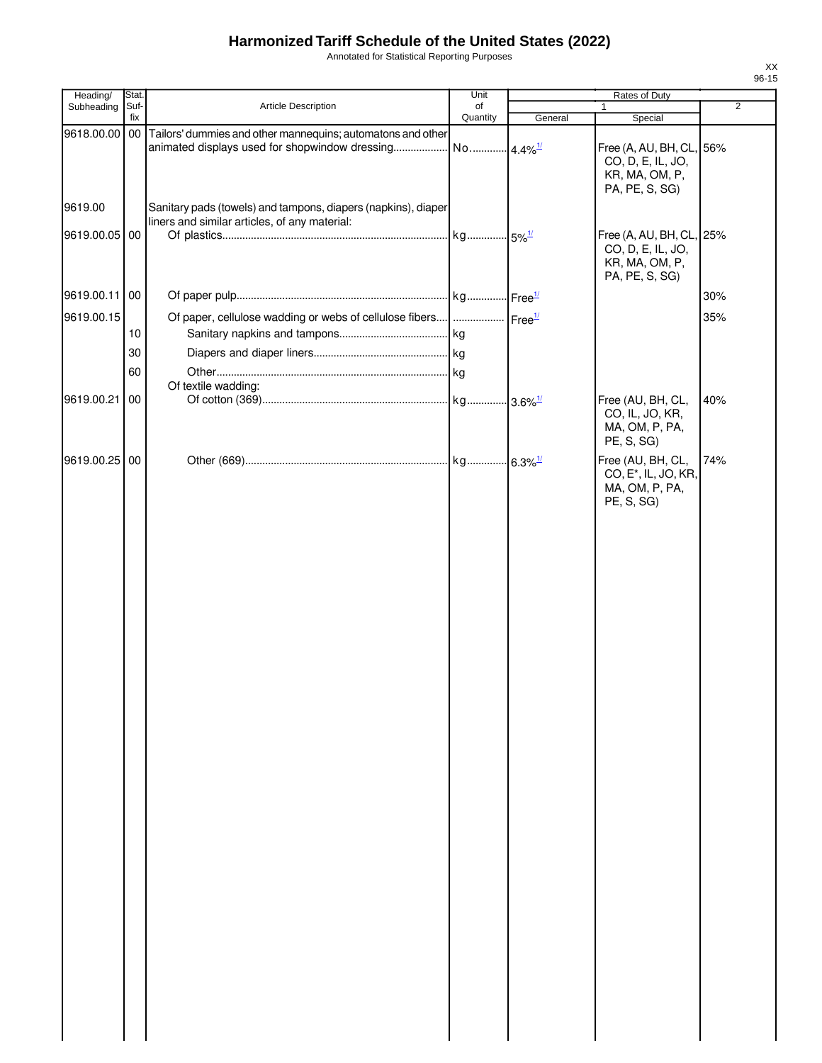# Harmonized Tariff Schedule of the United States (2022)

Annotated for Statistical Reporting Purposes

| Heading/ Subheading | Stat. Suf-fix | Article Description | Unit of Quantity | Rates of Duty | | |
|---|---|---|---|---|---|---|
| | | | | 1 | | 2 |
| | | | | General | Special | |
| 9618.00.00 | 00 | Tailors' dummies and other mannequins; automatons and other animated displays used for shopwindow dressing | No. | 4.4%[1/] | Free (A, AU, BH, CL, CO, D, E, IL, JO, KR, MA, OM, P, PA, PE, S, SG) | 56% |
| 9619.00 | | Sanitary pads (towels) and tampons, diapers (napkins), diaper liners and similar articles, of any material: | | | | |
| 9619.00.05 | 00 | Of plastics | kg | 5%[1/] | Free (A, AU, BH, CL, CO, D, E, IL, JO, KR, MA, OM, P, PA, PE, S, SG) | 25% |
| 9619.00.11 | 00 | Of paper pulp | kg | Free[1/] | | 30% |
| 9619.00.15 | | Of paper, cellulose wadding or webs of cellulose fibers | | Free[1/] | | 35% |
| | 10 | Sanitary napkins and tampons | kg | | | |
| | 30 | Diapers and diaper liners | kg | | | |
| | 60 | Other | kg | | | |
| | | Of textile wadding: | | | | |
| 9619.00.21 | 00 | Of cotton (369) | kg | 3.6%[1/] | Free (AU, BH, CL, CO, IL, JO, KR, MA, OM, P, PA, PE, S, SG) | 40% |
| 9619.00.25 | 00 | Other (669) | kg | 6.3%[1/] | Free (AU, BH, CL, CO, E*, IL, JO, KR, MA, OM, P, PA, PE, S, SG) | 74% |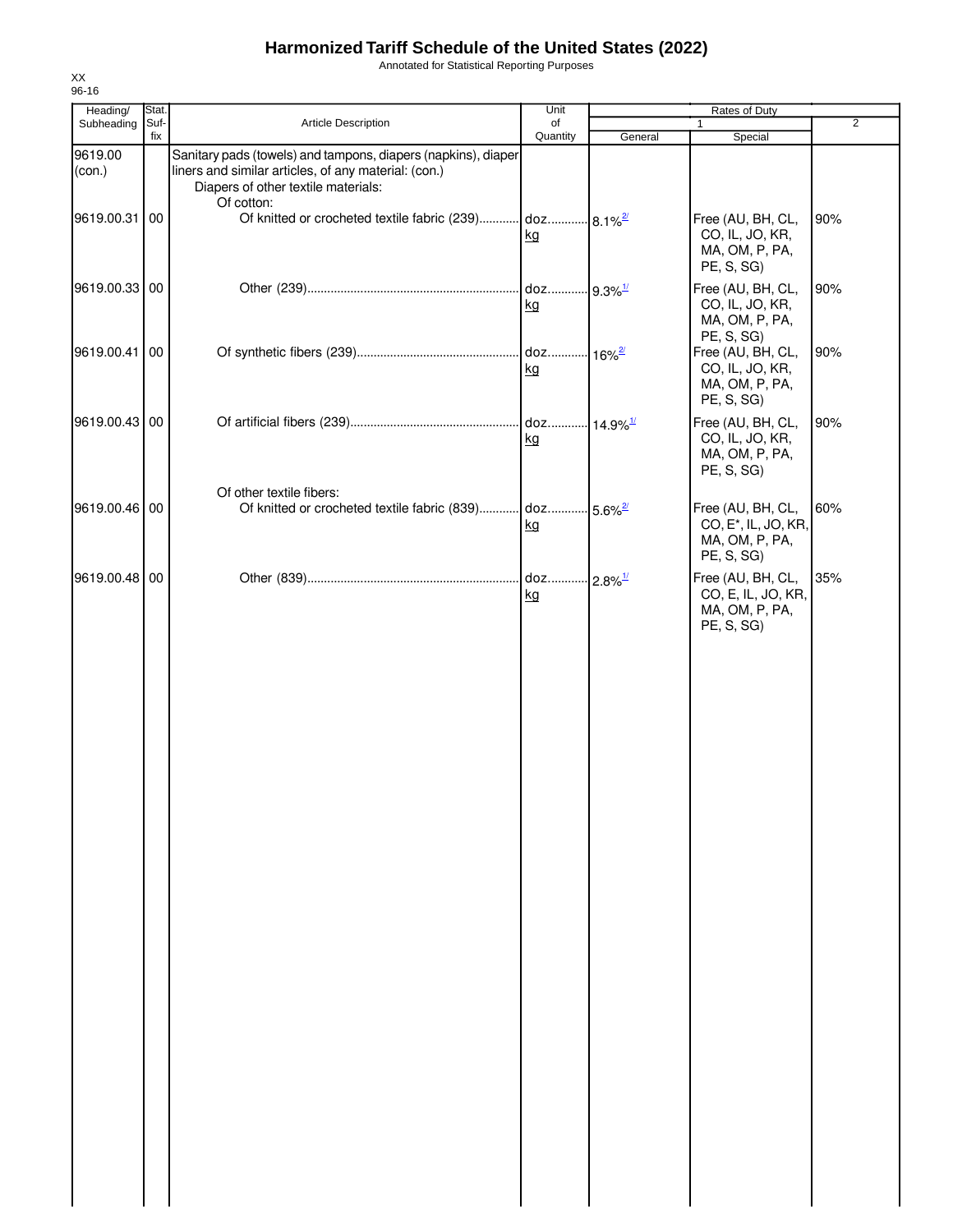# Harmonized Tariff Schedule of the United States (2022)

Annotated for Statistical Reporting Purposes

XX
96-16

| Heading/ Subheading | Stat. Suf-fix | Article Description | Unit of Quantity | Rates of Duty 1 General | Special | 2 |
|---|---|---|---|---|---|---|
| 9619.00 (con.) | | Sanitary pads (towels) and tampons, diapers (napkins), diaper liners and similar articles, of any material: (con.) | | | | |
| | | Diapers of other textile materials: | | | | |
| | | Of cotton: | | | | |
| 9619.00.31 | 00 | Of knitted or crocheted textile fabric (239) | doz. kg | 8.1%[2/] | Free (AU, BH, CL, CO, IL, JO, KR, MA, OM, P, PA, PE, S, SG) | 90% |
| 9619.00.33 | 00 | Other (239) | doz. kg | 9.3%[1/] | Free (AU, BH, CL, CO, IL, JO, KR, MA, OM, P, PA, PE, S, SG) | 90% |
| 9619.00.41 | 00 | Of synthetic fibers (239) | doz. kg | 16%[2/] | Free (AU, BH, CL, CO, IL, JO, KR, MA, OM, P, PA, PE, S, SG) | 90% |
| 9619.00.43 | 00 | Of artificial fibers (239) | doz. kg | 14.9%[1/] | Free (AU, BH, CL, CO, IL, JO, KR, MA, OM, P, PA, PE, S, SG) | 90% |
| | | Of other textile fibers: | | | | |
| 9619.00.46 | 00 | Of knitted or crocheted textile fabric (839) | doz. kg | 5.6%[2/] | Free (AU, BH, CL, CO, E*, IL, JO, KR, MA, OM, P, PA, PE, S, SG) | 60% |
| 9619.00.48 | 00 | Other (839) | doz. kg | 2.8%[1/] | Free (AU, BH, CL, CO, E, IL, JO, KR, MA, OM, P, PA, PE, S, SG) | 35% |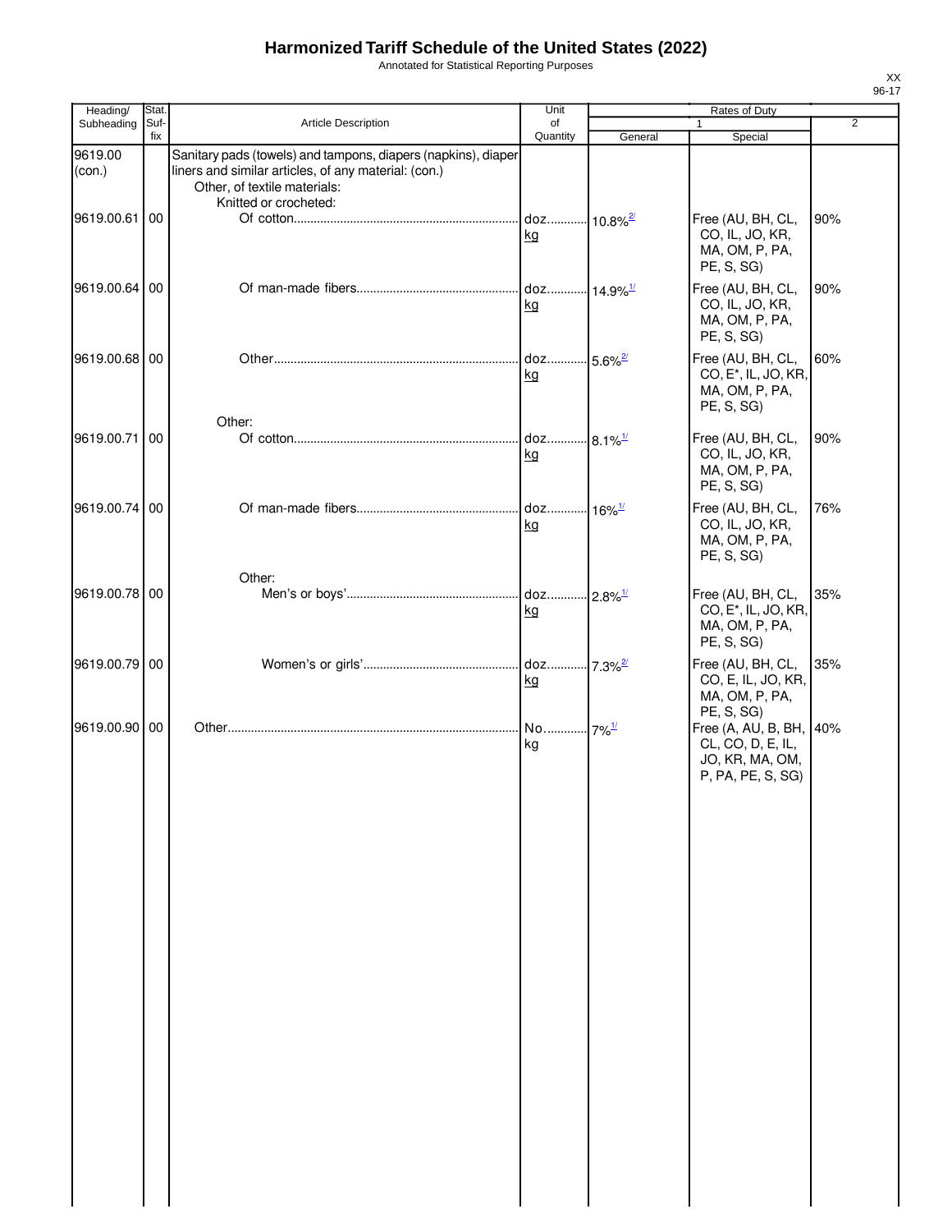# Harmonized Tariff Schedule of the United States (2022)

Annotated for Statistical Reporting Purposes

| Heading/ Subheading | Stat. Suf- fix | Article Description | Unit of Quantity | Rates of Duty 1 General | Special | 2 |
|---|---|---|---|---|---|---|
| 9619.00 (con.) | | Sanitary pads (towels) and tampons, diapers (napkins), diaper liners and similar articles, of any material: (con.) | | | | |
| | | Other, of textile materials: | | | | |
| | | Knitted or crocheted: | | | | |
| 9619.00.61 | 00 | Of cotton | doz. kg | 10.8%[2/] | Free (AU, BH, CL, CO, IL, JO, KR, MA, OM, P, PA, PE, S, SG) | 90% |
| 9619.00.64 | 00 | Of man-made fibers | doz. kg | 14.9%[1/] | Free (AU, BH, CL, CO, IL, JO, KR, MA, OM, P, PA, PE, S, SG) | 90% |
| 9619.00.68 | 00 | Other | doz. kg | 5.6%[2/] | Free (AU, BH, CL, CO, E*, IL, JO, KR, MA, OM, P, PA, PE, S, SG) | 60% |
| | | Other: | | | | |
| 9619.00.71 | 00 | Of cotton | doz. kg | 8.1%[1/] | Free (AU, BH, CL, CO, IL, JO, KR, MA, OM, P, PA, PE, S, SG) | 90% |
| 9619.00.74 | 00 | Of man-made fibers | doz. kg | 16%[1/] | Free (AU, BH, CL, CO, IL, JO, KR, MA, OM, P, PA, PE, S, SG) | 76% |
| | | Other: | | | | |
| 9619.00.78 | 00 | Men's or boys' | doz. kg | 2.8%[1/] | Free (AU, BH, CL, CO, E*, IL, JO, KR, MA, OM, P, PA, PE, S, SG) | 35% |
| 9619.00.79 | 00 | Women's or girls' | doz. kg | 7.3%[2/] | Free (AU, BH, CL, CO, E, IL, JO, KR, MA, OM, P, PA, PE, S, SG) | 35% |
| 9619.00.90 | 00 | Other | No. kg | 7%[1/] | Free (A, AU, B, BH, CL, CO, D, E, IL, JO, KR, MA, OM, P, PA, PE, S, SG) | 40% |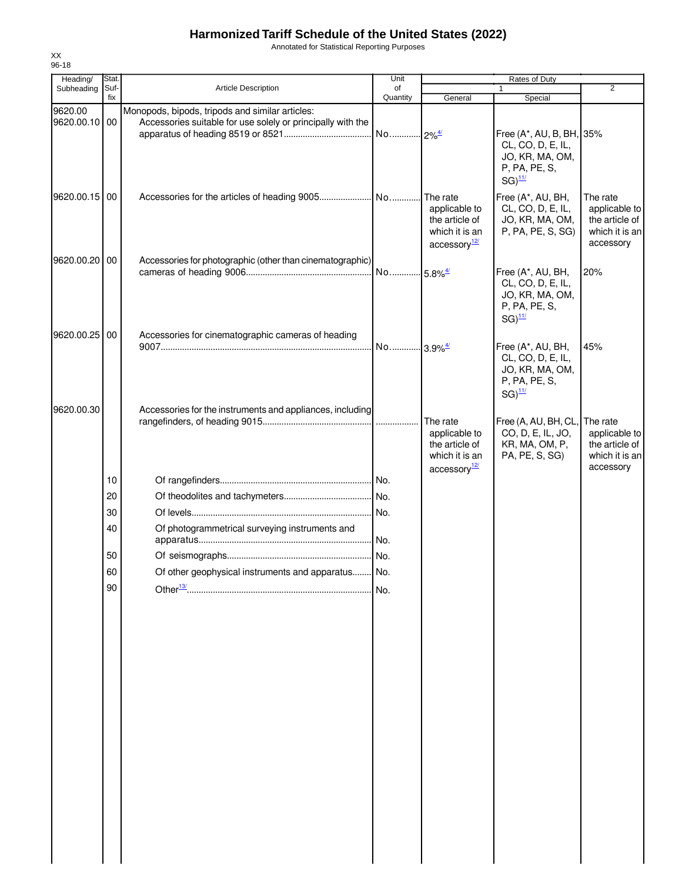# Harmonized Tariff Schedule of the United States (2022)

Annotated for Statistical Reporting Purposes

XX
96-18

| Heading/ Subheading | Stat. Suf- fix | Article Description | Unit of Quantity | Rates of Duty 1 General | Special | 2 |
|---|---|---|---|---|---|---|
| 9620.00 | | Monopods, bipods, tripods and similar articles: | | | | |
| 9620.00.10 | 00 | Accessories suitable for use solely or principally with the apparatus of heading 8519 or 8521 | No. | 2%[4/] | Free (A*, AU, B, BH, CL, CO, D, E, IL, JO, KR, MA, OM, P, PA, PE, S, SG)[11/] | 35% |
| 9620.00.15 | 00 | Accessories for the articles of heading 9005 | No. | The rate applicable to the article of which it is an accessory[12/] | Free (A*, AU, BH, CL, CO, D, E, IL, JO, KR, MA, OM, P, PA, PE, S, SG) | The rate applicable to the article of which it is an accessory |
| 9620.00.20 | 00 | Accessories for photographic (other than cinematographic) cameras of heading 9006 | No. | 5.8%[4/] | Free (A*, AU, BH, CL, CO, D, E, IL, JO, KR, MA, OM, P, PA, PE, S, SG)[11/] | 20% |
| 9620.00.25 | 00 | Accessories for cinematographic cameras of heading 9007 | No. | 3.9%[4/] | Free (A*, AU, BH, CL, CO, D, E, IL, JO, KR, MA, OM, P, PA, PE, S, SG)[11/] | 45% |
| 9620.00.30 | | Accessories for the instruments and appliances, including rangefinders, of heading 9015 | | The rate applicable to the article of which it is an accessory[12/] | Free (A, AU, BH, CL, CO, D, E, IL, JO, KR, MA, OM, P, PA, PE, S, SG) | The rate applicable to the article of which it is an accessory |
| | 10 | Of rangefinders | No. | | | |
| | 20 | Of theodolites and tachymeters | No. | | | |
| | 30 | Of levels | No. | | | |
| | 40 | Of photogrammetrical surveying instruments and apparatus | No. | | | |
| | 50 | Of seismographs | No. | | | |
| | 60 | Of other geophysical instruments and apparatus | No. | | | |
| | 90 | Other[13/] | No. | | | |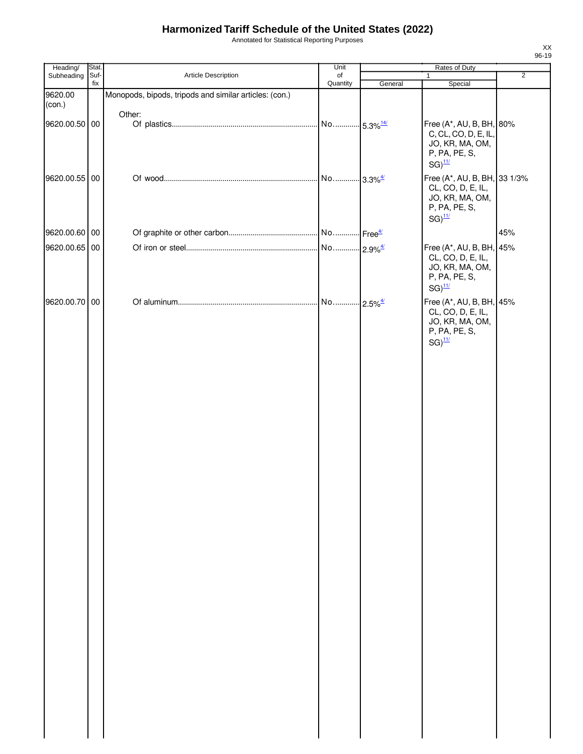# Harmonized Tariff Schedule of the United States (2022)

Annotated for Statistical Reporting Purposes

XX
96-19

| Heading/ Subheading | Stat. Suf- fix | Article Description | Unit of Quantity | Rates of Duty 1 General | Special | 2 |
|---|---|---|---|---|---|---|
| 9620.00 (con.) | | Monopods, bipods, tripods and similar articles: (con.) | | | | |
| | | Other: | | | | |
| 9620.00.50 | 00 | Of plastics | No. | 5.3%[14/] | Free (A*, AU, B, BH, C, CL, CO, D, E, IL, JO, KR, MA, OM, P, PA, PE, S, SG)[11/] | 80% |
| 9620.00.55 | 00 | Of wood | No. | 3.3%[4/] | Free (A*, AU, B, BH, CL, CO, D, E, IL, JO, KR, MA, OM, P, PA, PE, S, SG)[11/] | 33 1/3% |
| 9620.00.60 | 00 | Of graphite or other carbon | No. | Free[4/] | | 45% |
| 9620.00.65 | 00 | Of iron or steel | No. | 2.9%[4/] | Free (A*, AU, B, BH, CL, CO, D, E, IL, JO, KR, MA, OM, P, PA, PE, S, SG)[11/] | 45% |
| 9620.00.70 | 00 | Of aluminum | No. | 2.5%[4/] | Free (A*, AU, B, BH, CL, CO, D, E, IL, JO, KR, MA, OM, P, PA, PE, S, SG)[11/] | 45% |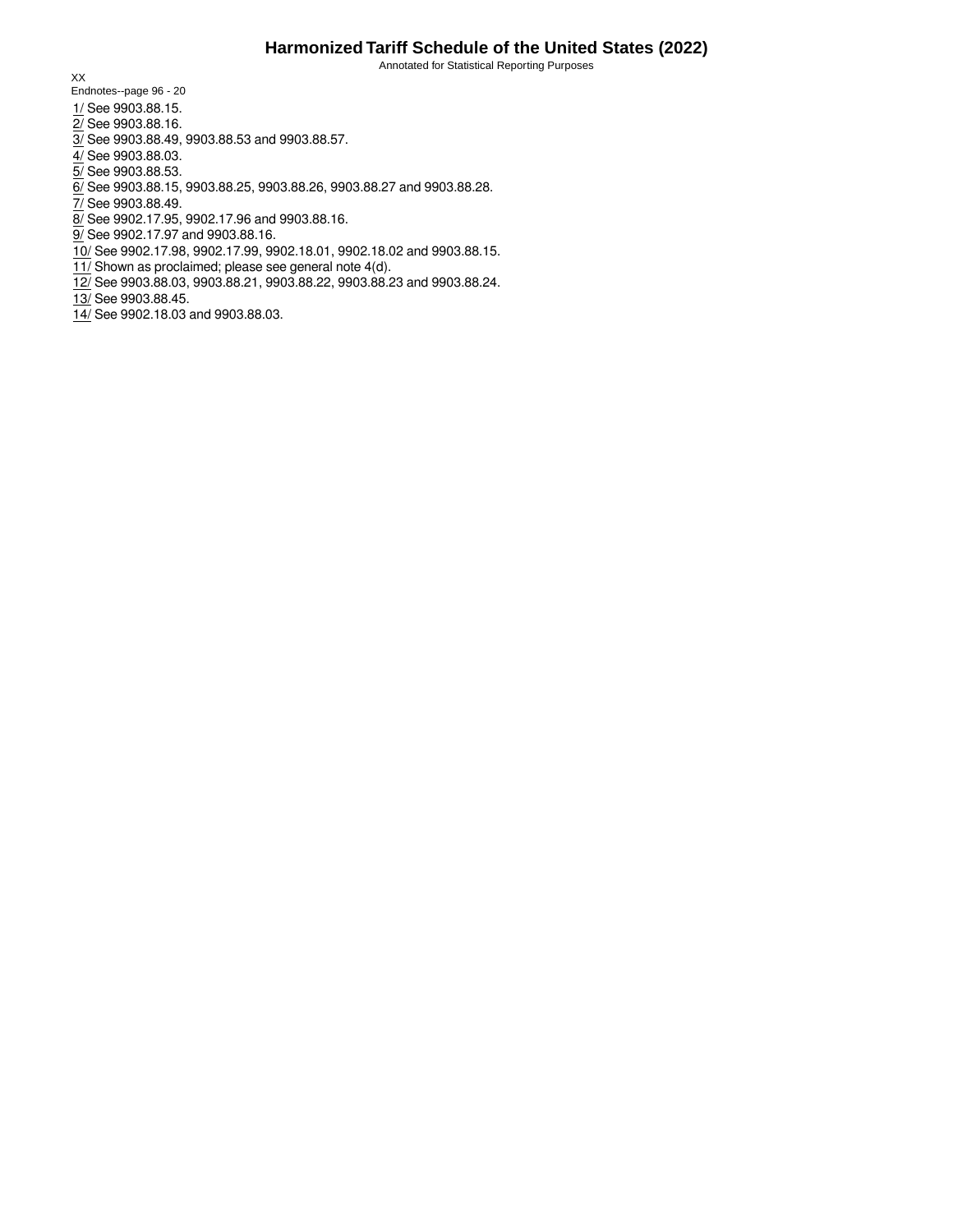XX

Endnotes--page 96 - 20

1/ See 9903.88.15.

2/ See 9903.88.16.

3/ See 9903.88.49, 9903.88.53 and 9903.88.57.

4/ See 9903.88.03.

5/ See 9903.88.53.

6/ See 9903.88.15, 9903.88.25, 9903.88.26, 9903.88.27 and 9903.88.28.

7/ See 9903.88.49.

8/ See 9902.17.95, 9902.17.96 and 9903.88.16.

9/ See 9902.17.97 and 9903.88.16.

10/ See 9902.17.98, 9902.17.99, 9902.18.01, 9902.18.02 and 9903.88.15.

11/ Shown as proclaimed; please see general note 4(d).

12/ See 9903.88.03, 9903.88.21, 9903.88.22, 9903.88.23 and 9903.88.24.

13/ See 9903.88.45.

14/ See 9902.18.03 and 9903.88.03.